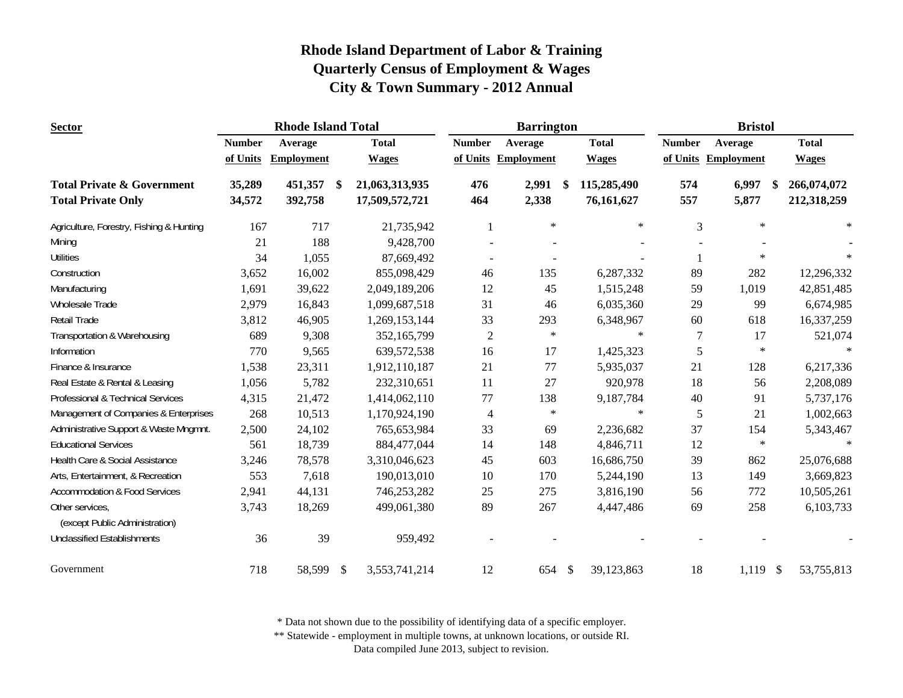# Rhode Island Department of Labor & Training
## Quarterly Census of Employment & Wages
### City & Town Summary - 2012 Annual

| Sector | Rhode Island Total | | | Barrington | | | Bristol | | |
|---|---|---|---|---|---|---|---|---|---|
| | Number of Units | Average Employment | Total Wages | Number of Units | Average Employment | Total Wages | Number of Units | Average Employment | Total Wages |
| **Total Private & Government** | **35,289** | **451,357** | **$ 21,063,313,935** | **476** | **2,991** | **$ 115,285,490** | **574** | **6,997** | **$ 266,074,072** |
| **Total Private Only** | **34,572** | **392,758** | **17,509,572,721** | **464** | **2,338** | **76,161,627** | **557** | **5,877** | **212,318,259** |
| Agriculture, Forestry, Fishing & Hunting | 167 | 717 | 21,735,942 | 1 | * | * | 3 | * | * |
| Mining | 21 | 188 | 9,428,700 | - | - | - | - | - | - |
| Utilities | 34 | 1,055 | 87,669,492 | - | - | - | 1 | * | * |
| Construction | 3,652 | 16,002 | 855,098,429 | 46 | 135 | 6,287,332 | 89 | 282 | 12,296,332 |
| Manufacturing | 1,691 | 39,622 | 2,049,189,206 | 12 | 45 | 1,515,248 | 59 | 1,019 | 42,851,485 |
| Wholesale Trade | 2,979 | 16,843 | 1,099,687,518 | 31 | 46 | 6,035,360 | 29 | 99 | 6,674,985 |
| Retail Trade | 3,812 | 46,905 | 1,269,153,144 | 33 | 293 | 6,348,967 | 60 | 618 | 16,337,259 |
| Transportation & Warehousing | 689 | 9,308 | 352,165,799 | 2 | * | * | 7 | 17 | 521,074 |
| Information | 770 | 9,565 | 639,572,538 | 16 | 17 | 1,425,323 | 5 | * | * |
| Finance & Insurance | 1,538 | 23,311 | 1,912,110,187 | 21 | 77 | 5,935,037 | 21 | 128 | 6,217,336 |
| Real Estate & Rental & Leasing | 1,056 | 5,782 | 232,310,651 | 11 | 27 | 920,978 | 18 | 56 | 2,208,089 |
| Professional & Technical Services | 4,315 | 21,472 | 1,414,062,110 | 77 | 138 | 9,187,784 | 40 | 91 | 5,737,176 |
| Management of Companies & Enterprises | 268 | 10,513 | 1,170,924,190 | 4 | * | * | 5 | 21 | 1,002,663 |
| Administrative Support & Waste Mngmnt. | 2,500 | 24,102 | 765,653,984 | 33 | 69 | 2,236,682 | 37 | 154 | 5,343,467 |
| Educational Services | 561 | 18,739 | 884,477,044 | 14 | 148 | 4,846,711 | 12 | * | * |
| Health Care & Social Assistance | 3,246 | 78,578 | 3,310,046,623 | 45 | 603 | 16,686,750 | 39 | 862 | 25,076,688 |
| Arts, Entertainment, & Recreation | 553 | 7,618 | 190,013,010 | 10 | 170 | 5,244,190 | 13 | 149 | 3,669,823 |
| Accommodation & Food Services | 2,941 | 44,131 | 746,253,282 | 25 | 275 | 3,816,190 | 56 | 772 | 10,505,261 |
| Other services, (except Public Administration) | 3,743 | 18,269 | 499,061,380 | 89 | 267 | 4,447,486 | 69 | 258 | 6,103,733 |
| Unclassified Establishments | 36 | 39 | 959,492 | - | - | - | - | - | - |
| Government | 718 | 58,599 | $ 3,553,741,214 | 12 | 654 | $ 39,123,863 | 18 | 1,119 | $ 53,755,813 |

\* Data not shown due to the possibility of identifying data of a specific employer.

\** Statewide - employment in multiple towns, at unknown locations, or outside RI.

Data compiled June 2013, subject to revision.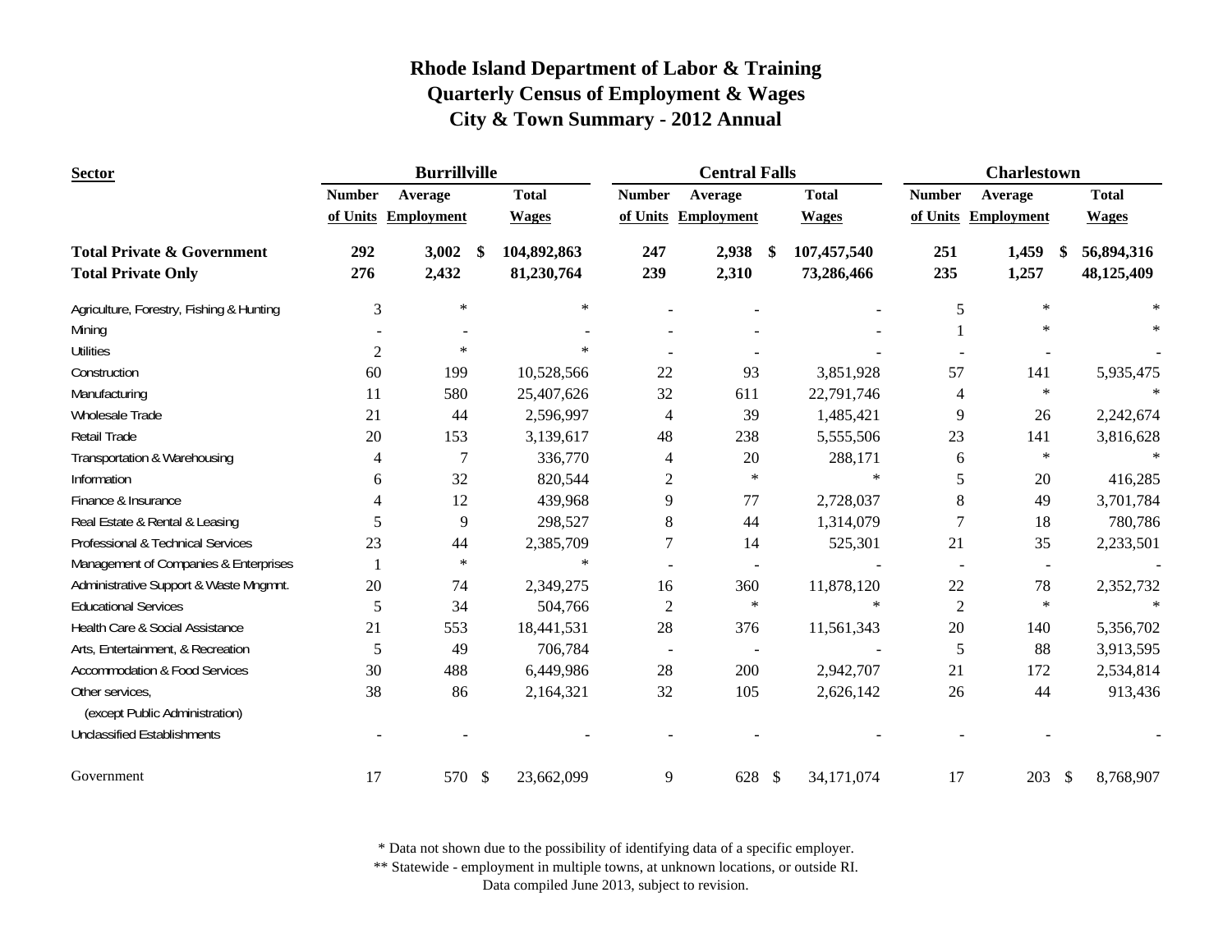# Rhode Island Department of Labor & Training
## Quarterly Census of Employment & Wages
## City & Town Summary - 2012 Annual

| Sector | Burrillville | | | Central Falls | | | Charlestown | | |
|---|---|---|---|---|---|---|---|---|---|
| | Number of Units | Average Employment | Total Wages | Number of Units | Average Employment | Total Wages | Number of Units | Average Employment | Total Wages |
| **Total Private & Government** | **292** | **3,002** | **$ 104,892,863** | **247** | **2,938** | **$ 107,457,540** | **251** | **1,459** | **$ 56,894,316** |
| **Total Private Only** | **276** | **2,432** | **81,230,764** | **239** | **2,310** | **73,286,466** | **235** | **1,257** | **48,125,409** |
| Agriculture, Forestry, Fishing & Hunting | 3 | * | * | - | - | - | 5 | * | * |
| Mining | - | - | - | - | - | - | 1 | * | * |
| Utilities | 2 | * | * | - | - | - | - | - | - |
| Construction | 60 | 199 | 10,528,566 | 22 | 93 | 3,851,928 | 57 | 141 | 5,935,475 |
| Manufacturing | 11 | 580 | 25,407,626 | 32 | 611 | 22,791,746 | 4 | * | * |
| Wholesale Trade | 21 | 44 | 2,596,997 | 4 | 39 | 1,485,421 | 9 | 26 | 2,242,674 |
| Retail Trade | 20 | 153 | 3,139,617 | 48 | 238 | 5,555,506 | 23 | 141 | 3,816,628 |
| Transportation & Warehousing | 4 | 7 | 336,770 | 4 | 20 | 288,171 | 6 | * | * |
| Information | 6 | 32 | 820,544 | 2 | * | * | 5 | 20 | 416,285 |
| Finance & Insurance | 4 | 12 | 439,968 | 9 | 77 | 2,728,037 | 8 | 49 | 3,701,784 |
| Real Estate & Rental & Leasing | 5 | 9 | 298,527 | 8 | 44 | 1,314,079 | 7 | 18 | 780,786 |
| Professional & Technical Services | 23 | 44 | 2,385,709 | 7 | 14 | 525,301 | 21 | 35 | 2,233,501 |
| Management of Companies & Enterprises | 1 | * | * | - | - | - | - | - | - |
| Administrative Support & Waste Mngmnt. | 20 | 74 | 2,349,275 | 16 | 360 | 11,878,120 | 22 | 78 | 2,352,732 |
| Educational Services | 5 | 34 | 504,766 | 2 | * | * | 2 | * | * |
| Health Care & Social Assistance | 21 | 553 | 18,441,531 | 28 | 376 | 11,561,343 | 20 | 140 | 5,356,702 |
| Arts, Entertainment, & Recreation | 5 | 49 | 706,784 | - | - | - | 5 | 88 | 3,913,595 |
| Accommodation & Food Services | 30 | 488 | 6,449,986 | 28 | 200 | 2,942,707 | 21 | 172 | 2,534,814 |
| Other services, (except Public Administration) | 38 | 86 | 2,164,321 | 32 | 105 | 2,626,142 | 26 | 44 | 913,436 |
| Unclassified Establishments | - | - | - | - | - | - | - | - | - |
| Government | 17 | 570 | $ 23,662,099 | 9 | 628 | $ 34,171,074 | 17 | 203 | $ 8,768,907 |

\* Data not shown due to the possibility of identifying data of a specific employer.

\*\* Statewide - employment in multiple towns, at unknown locations, or outside RI.

Data compiled June 2013, subject to revision.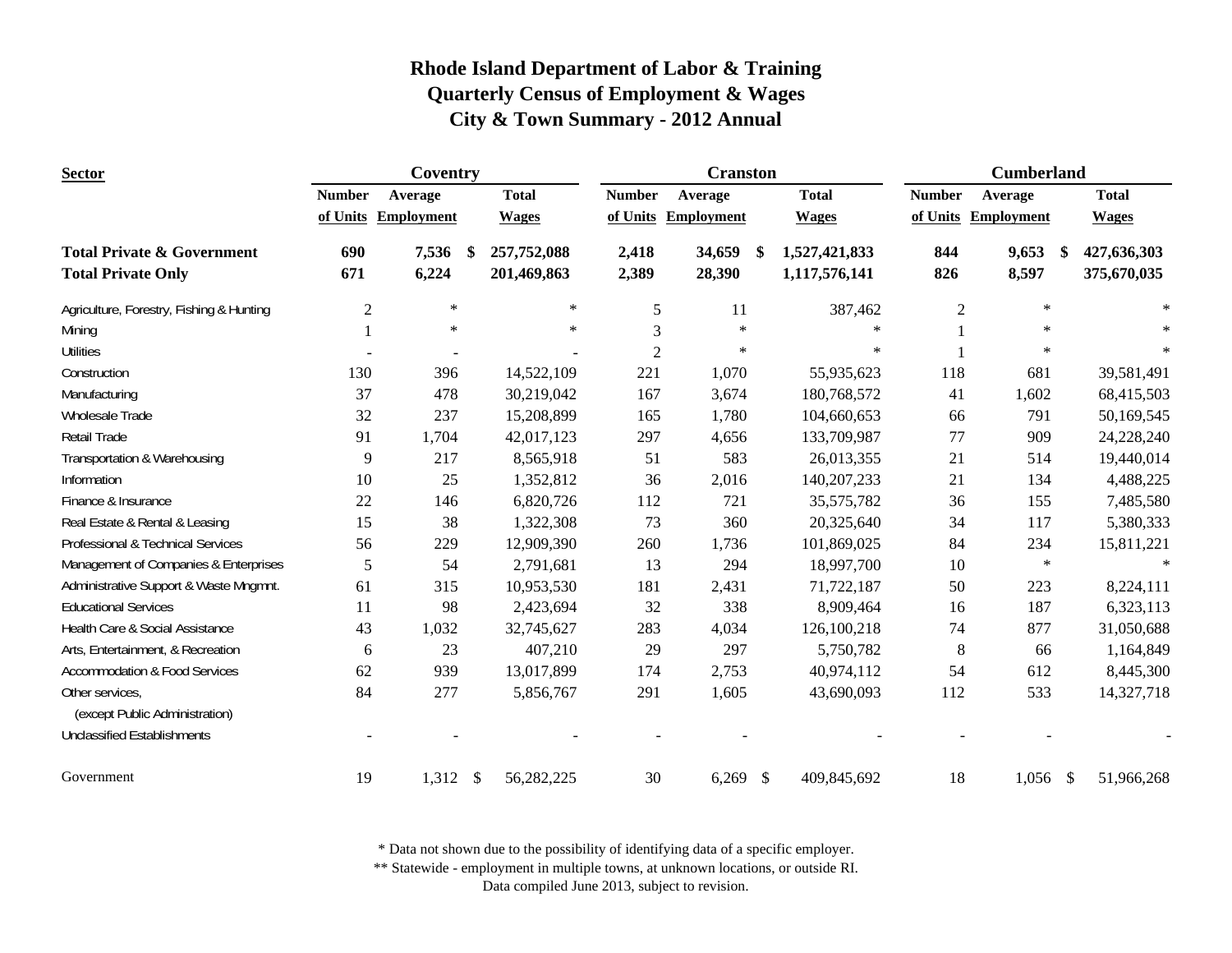# Rhode Island Department of Labor & Training
## Quarterly Census of Employment & Wages
## City & Town Summary - 2012 Annual

| Sector | Coventry | | | Cranston | | | Cumberland | | |
|---|---|---|---|---|---|---|---|---|---|
| | Number of Units | Average Employment | Total Wages | Number of Units | Average Employment | Total Wages | Number of Units | Average Employment | Total Wages |
| **Total Private & Government** | **690** | **7,536** | **$ 257,752,088** | **2,418** | **34,659** | **$ 1,527,421,833** | **844** | **9,653** | **$ 427,636,303** |
| **Total Private Only** | **671** | **6,224** | **201,469,863** | **2,389** | **28,390** | **1,117,576,141** | **826** | **8,597** | **375,670,035** |
| Agriculture, Forestry, Fishing & Hunting | 2 | * | * | 5 | 11 | 387,462 | 2 | * | * |
| Mining | 1 | * | * | 3 | * | * | 1 | * | * |
| Utilities | - | - | - | 2 | * | * | 1 | * | * |
| Construction | 130 | 396 | 14,522,109 | 221 | 1,070 | 55,935,623 | 118 | 681 | 39,581,491 |
| Manufacturing | 37 | 478 | 30,219,042 | 167 | 3,674 | 180,768,572 | 41 | 1,602 | 68,415,503 |
| Wholesale Trade | 32 | 237 | 15,208,899 | 165 | 1,780 | 104,660,653 | 66 | 791 | 50,169,545 |
| Retail Trade | 91 | 1,704 | 42,017,123 | 297 | 4,656 | 133,709,987 | 77 | 909 | 24,228,240 |
| Transportation & Warehousing | 9 | 217 | 8,565,918 | 51 | 583 | 26,013,355 | 21 | 514 | 19,440,014 |
| Information | 10 | 25 | 1,352,812 | 36 | 2,016 | 140,207,233 | 21 | 134 | 4,488,225 |
| Finance & Insurance | 22 | 146 | 6,820,726 | 112 | 721 | 35,575,782 | 36 | 155 | 7,485,580 |
| Real Estate & Rental & Leasing | 15 | 38 | 1,322,308 | 73 | 360 | 20,325,640 | 34 | 117 | 5,380,333 |
| Professional & Technical Services | 56 | 229 | 12,909,390 | 260 | 1,736 | 101,869,025 | 84 | 234 | 15,811,221 |
| Management of Companies & Enterprises | 5 | 54 | 2,791,681 | 13 | 294 | 18,997,700 | 10 | * | * |
| Administrative Support & Waste Mngmnt. | 61 | 315 | 10,953,530 | 181 | 2,431 | 71,722,187 | 50 | 223 | 8,224,111 |
| Educational Services | 11 | 98 | 2,423,694 | 32 | 338 | 8,909,464 | 16 | 187 | 6,323,113 |
| Health Care & Social Assistance | 43 | 1,032 | 32,745,627 | 283 | 4,034 | 126,100,218 | 74 | 877 | 31,050,688 |
| Arts, Entertainment, & Recreation | 6 | 23 | 407,210 | 29 | 297 | 5,750,782 | 8 | 66 | 1,164,849 |
| Accommodation & Food Services | 62 | 939 | 13,017,899 | 174 | 2,753 | 40,974,112 | 54 | 612 | 8,445,300 |
| Other services, (except Public Administration) | 84 | 277 | 5,856,767 | 291 | 1,605 | 43,690,093 | 112 | 533 | 14,327,718 |
| Unclassified Establishments | - | - | - | - | - | - | - | - | - |
| Government | 19 | 1,312 | $ 56,282,225 | 30 | 6,269 | $ 409,845,692 | 18 | 1,056 | $ 51,966,268 |

\* Data not shown due to the possibility of identifying data of a specific employer.
\*\* Statewide - employment in multiple towns, at unknown locations, or outside RI.
Data compiled June 2013, subject to revision.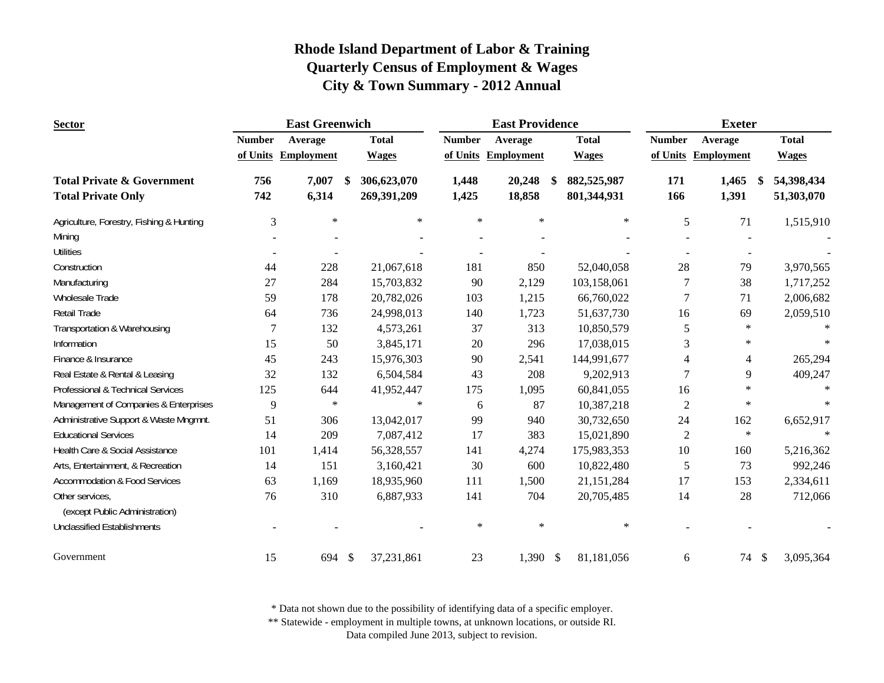# Rhode Island Department of Labor & Training
## Quarterly Census of Employment & Wages
## City & Town Summary - 2012 Annual

| Sector | East Greenwich | | | East Providence | | | Exeter | | |
|---|---|---|---|---|---|---|---|---|---|
| | Number of Units | Average Employment | Total Wages | Number of Units | Average Employment | Total Wages | Number of Units | Average Employment | Total Wages |
| **Total Private & Government** | **756** | **7,007** | **$ 306,623,070** | **1,448** | **20,248** | **$ 882,525,987** | **171** | **1,465** | **$ 54,398,434** |
| **Total Private Only** | **742** | **6,314** | **269,391,209** | **1,425** | **18,858** | **801,344,931** | **166** | **1,391** | **51,303,070** |
| Agriculture, Forestry, Fishing & Hunting | 3 | * | * | * | * | * | 5 | 71 | 1,515,910 |
| Mining | - | - | - | - | - | - | - | - | - |
| Utilities | - | - | - | - | - | - | - | - | - |
| Construction | 44 | 228 | 21,067,618 | 181 | 850 | 52,040,058 | 28 | 79 | 3,970,565 |
| Manufacturing | 27 | 284 | 15,703,832 | 90 | 2,129 | 103,158,061 | 7 | 38 | 1,717,252 |
| Wholesale Trade | 59 | 178 | 20,782,026 | 103 | 1,215 | 66,760,022 | 7 | 71 | 2,006,682 |
| Retail Trade | 64 | 736 | 24,998,013 | 140 | 1,723 | 51,637,730 | 16 | 69 | 2,059,510 |
| Transportation & Warehousing | 7 | 132 | 4,573,261 | 37 | 313 | 10,850,579 | 5 | * | * |
| Information | 15 | 50 | 3,845,171 | 20 | 296 | 17,038,015 | 3 | * | * |
| Finance & Insurance | 45 | 243 | 15,976,303 | 90 | 2,541 | 144,991,677 | 4 | 4 | 265,294 |
| Real Estate & Rental & Leasing | 32 | 132 | 6,504,584 | 43 | 208 | 9,202,913 | 7 | 9 | 409,247 |
| Professional & Technical Services | 125 | 644 | 41,952,447 | 175 | 1,095 | 60,841,055 | 16 | * | * |
| Management of Companies & Enterprises | 9 | * | * | 6 | 87 | 10,387,218 | 2 | * | * |
| Administrative Support & Waste Mngmnt. | 51 | 306 | 13,042,017 | 99 | 940 | 30,732,650 | 24 | 162 | 6,652,917 |
| Educational Services | 14 | 209 | 7,087,412 | 17 | 383 | 15,021,890 | 2 | * | * |
| Health Care & Social Assistance | 101 | 1,414 | 56,328,557 | 141 | 4,274 | 175,983,353 | 10 | 160 | 5,216,362 |
| Arts, Entertainment, & Recreation | 14 | 151 | 3,160,421 | 30 | 600 | 10,822,480 | 5 | 73 | 992,246 |
| Accommodation & Food Services | 63 | 1,169 | 18,935,960 | 111 | 1,500 | 21,151,284 | 17 | 153 | 2,334,611 |
| Other services, (except Public Administration) | 76 | 310 | 6,887,933 | 141 | 704 | 20,705,485 | 14 | 28 | 712,066 |
| Unclassified Establishments | - | - | - | * | * | * | - | - | - |
| Government | 15 | 694 | $ 37,231,861 | 23 | 1,390 | $ 81,181,056 | 6 | 74 | $ 3,095,364 |

\* Data not shown due to the possibility of identifying data of a specific employer.
\*\* Statewide - employment in multiple towns, at unknown locations, or outside RI.
Data compiled June 2013, subject to revision.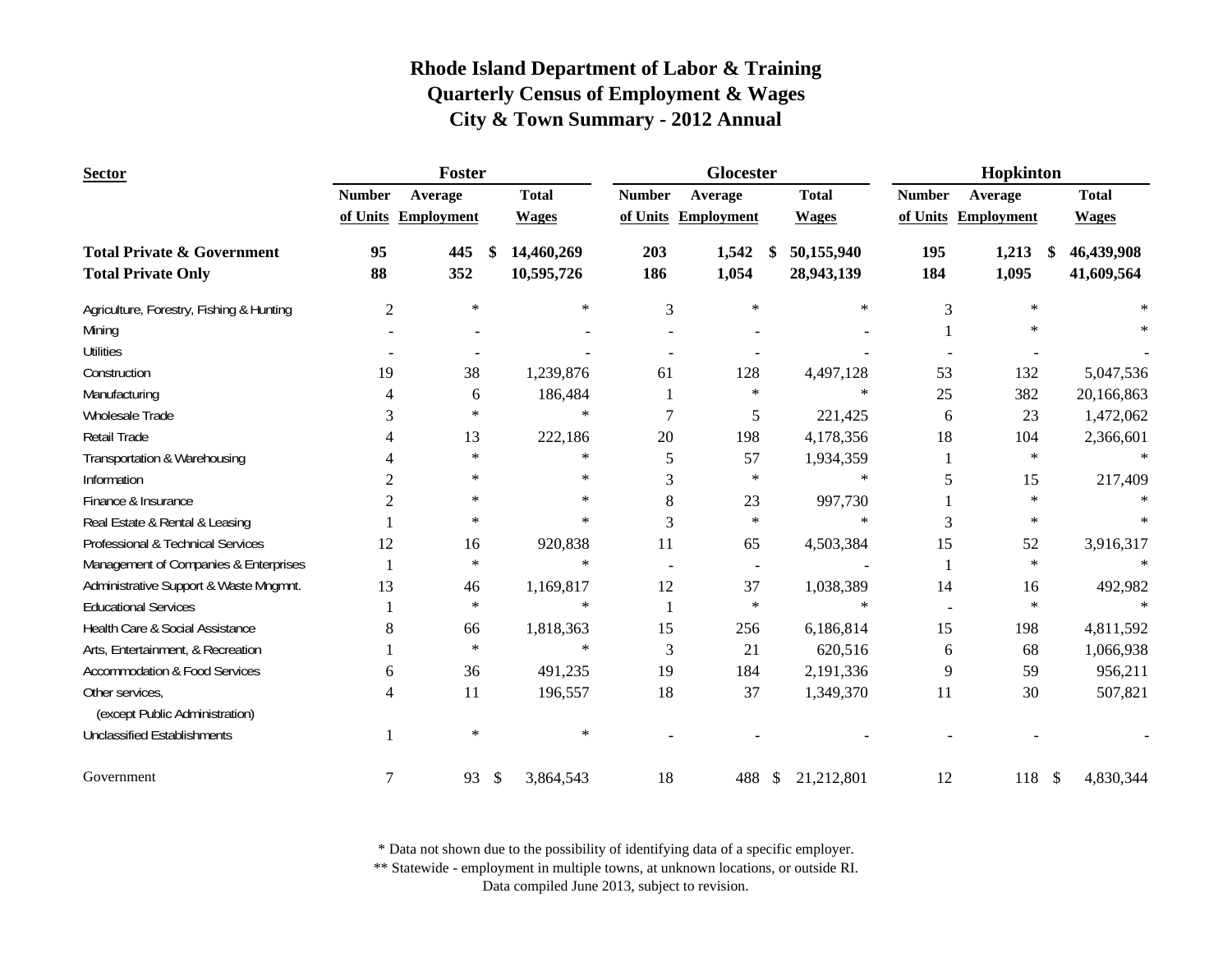# Rhode Island Department of Labor & Training
## Quarterly Census of Employment & Wages
## City & Town Summary - 2012 Annual

| Sector | Foster | | | Glocester | | | Hopkinton | | |
|---|---|---|---|---|---|---|---|---|---|
| | Number of Units | Average Employment | Total Wages | Number of Units | Average Employment | Total Wages | Number of Units | Average Employment | Total Wages |
| **Total Private & Government** | **95** | **445** | **$ 14,460,269** | **203** | **1,542** | **$ 50,155,940** | **195** | **1,213** | **$ 46,439,908** |
| **Total Private Only** | **88** | **352** | **10,595,726** | **186** | **1,054** | **28,943,139** | **184** | **1,095** | **41,609,564** |
| Agriculture, Forestry, Fishing & Hunting | 2 | * | * | 3 | * | * | 3 | * | * |
| Mining | - | - | - | - | - | - | 1 | * | * |
| Utilities | - | - | - | - | - | - | - | - | - |
| Construction | 19 | 38 | 1,239,876 | 61 | 128 | 4,497,128 | 53 | 132 | 5,047,536 |
| Manufacturing | 4 | 6 | 186,484 | 1 | * | * | 25 | 382 | 20,166,863 |
| Wholesale Trade | 3 | * | * | 7 | 5 | 221,425 | 6 | 23 | 1,472,062 |
| Retail Trade | 4 | 13 | 222,186 | 20 | 198 | 4,178,356 | 18 | 104 | 2,366,601 |
| Transportation & Warehousing | 4 | * | * | 5 | 57 | 1,934,359 | 1 | * | * |
| Information | 2 | * | * | 3 | * | * | 5 | 15 | 217,409 |
| Finance & Insurance | 2 | * | * | 8 | 23 | 997,730 | 1 | * | * |
| Real Estate & Rental & Leasing | 1 | * | * | 3 | * | * | 3 | * | * |
| Professional & Technical Services | 12 | 16 | 920,838 | 11 | 65 | 4,503,384 | 15 | 52 | 3,916,317 |
| Management of Companies & Enterprises | 1 | * | * | - | - | - | 1 | * | * |
| Administrative Support & Waste Mngmnt. | 13 | 46 | 1,169,817 | 12 | 37 | 1,038,389 | 14 | 16 | 492,982 |
| Educational Services | 1 | * | * | 1 | * | * | - | * | * |
| Health Care & Social Assistance | 8 | 66 | 1,818,363 | 15 | 256 | 6,186,814 | 15 | 198 | 4,811,592 |
| Arts, Entertainment, & Recreation | 1 | * | * | 3 | 21 | 620,516 | 6 | 68 | 1,066,938 |
| Accommodation & Food Services | 6 | 36 | 491,235 | 19 | 184 | 2,191,336 | 9 | 59 | 956,211 |
| Other services, (except Public Administration) | 4 | 11 | 196,557 | 18 | 37 | 1,349,370 | 11 | 30 | 507,821 |
| Unclassified Establishments | 1 | * | * | - | - | - | - | - | - |
| Government | 7 | 93 | $ 3,864,543 | 18 | 488 | $ 21,212,801 | 12 | 118 | $ 4,830,344 |

\* Data not shown due to the possibility of identifying data of a specific employer.

\*\* Statewide - employment in multiple towns, at unknown locations, or outside RI.

Data compiled June 2013, subject to revision.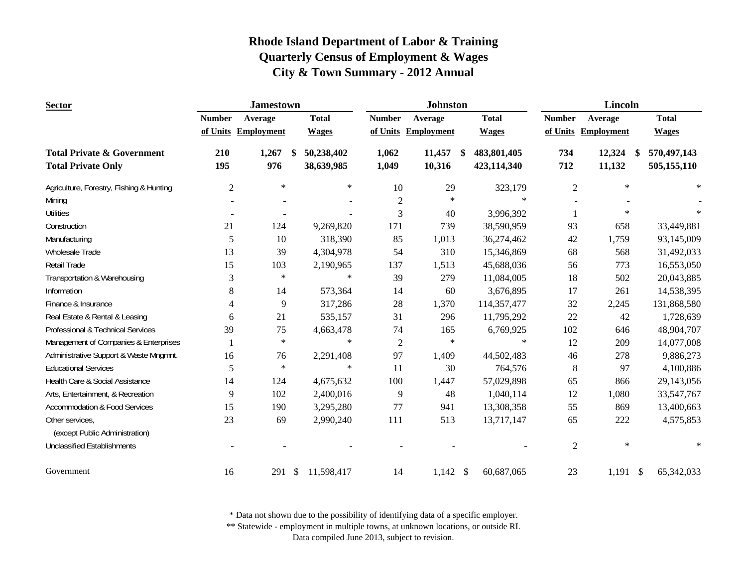# Rhode Island Department of Labor & Training
## Quarterly Census of Employment & Wages
## City & Town Summary - 2012 Annual

| Sector | Jamestown | | | Johnston | | | Lincoln | | |
|---|---|---|---|---|---|---|---|---|---|
| | Number of Units | Average Employment | Total Wages | Number of Units | Average Employment | Total Wages | Number of Units | Average Employment | Total Wages |
| **Total Private & Government** | **210** | **1,267** | **$ 50,238,402** | **1,062** | **11,457** | **$ 483,801,405** | **734** | **12,324** | **$ 570,497,143** |
| **Total Private Only** | **195** | **976** | **38,639,985** | **1,049** | **10,316** | **423,114,340** | **712** | **11,132** | **505,155,110** |
| Agriculture, Forestry, Fishing & Hunting | 2 | * | * | 10 | 29 | 323,179 | 2 | * | * |
| Mining | - | - | - | 2 | * | * | - | - | - |
| Utilities | - | - | - | 3 | 40 | 3,996,392 | 1 | * | * |
| Construction | 21 | 124 | 9,269,820 | 171 | 739 | 38,590,959 | 93 | 658 | 33,449,881 |
| Manufacturing | 5 | 10 | 318,390 | 85 | 1,013 | 36,274,462 | 42 | 1,759 | 93,145,009 |
| Wholesale Trade | 13 | 39 | 4,304,978 | 54 | 310 | 15,346,869 | 68 | 568 | 31,492,033 |
| Retail Trade | 15 | 103 | 2,190,965 | 137 | 1,513 | 45,688,036 | 56 | 773 | 16,553,050 |
| Transportation & Warehousing | 3 | * | * | 39 | 279 | 11,084,005 | 18 | 502 | 20,043,885 |
| Information | 8 | 14 | 573,364 | 14 | 60 | 3,676,895 | 17 | 261 | 14,538,395 |
| Finance & Insurance | 4 | 9 | 317,286 | 28 | 1,370 | 114,357,477 | 32 | 2,245 | 131,868,580 |
| Real Estate & Rental & Leasing | 6 | 21 | 535,157 | 31 | 296 | 11,795,292 | 22 | 42 | 1,728,639 |
| Professional & Technical Services | 39 | 75 | 4,663,478 | 74 | 165 | 6,769,925 | 102 | 646 | 48,904,707 |
| Management of Companies & Enterprises | 1 | * | * | 2 | * | * | 12 | 209 | 14,077,008 |
| Administrative Support & Waste Mngmnt. | 16 | 76 | 2,291,408 | 97 | 1,409 | 44,502,483 | 46 | 278 | 9,886,273 |
| Educational Services | 5 | * | * | 11 | 30 | 764,576 | 8 | 97 | 4,100,886 |
| Health Care & Social Assistance | 14 | 124 | 4,675,632 | 100 | 1,447 | 57,029,898 | 65 | 866 | 29,143,056 |
| Arts, Entertainment, & Recreation | 9 | 102 | 2,400,016 | 9 | 48 | 1,040,114 | 12 | 1,080 | 33,547,767 |
| Accommodation & Food Services | 15 | 190 | 3,295,280 | 77 | 941 | 13,308,358 | 55 | 869 | 13,400,663 |
| Other services, (except Public Administration) | 23 | 69 | 2,990,240 | 111 | 513 | 13,717,147 | 65 | 222 | 4,575,853 |
| Unclassified Establishments | - | - | - | - | - | - | 2 | * | * |
| Government | 16 | 291 | $ 11,598,417 | 14 | 1,142 | $ 60,687,065 | 23 | 1,191 | $ 65,342,033 |

\* Data not shown due to the possibility of identifying data of a specific employer.

\*\* Statewide - employment in multiple towns, at unknown locations, or outside RI.

Data compiled June 2013, subject to revision.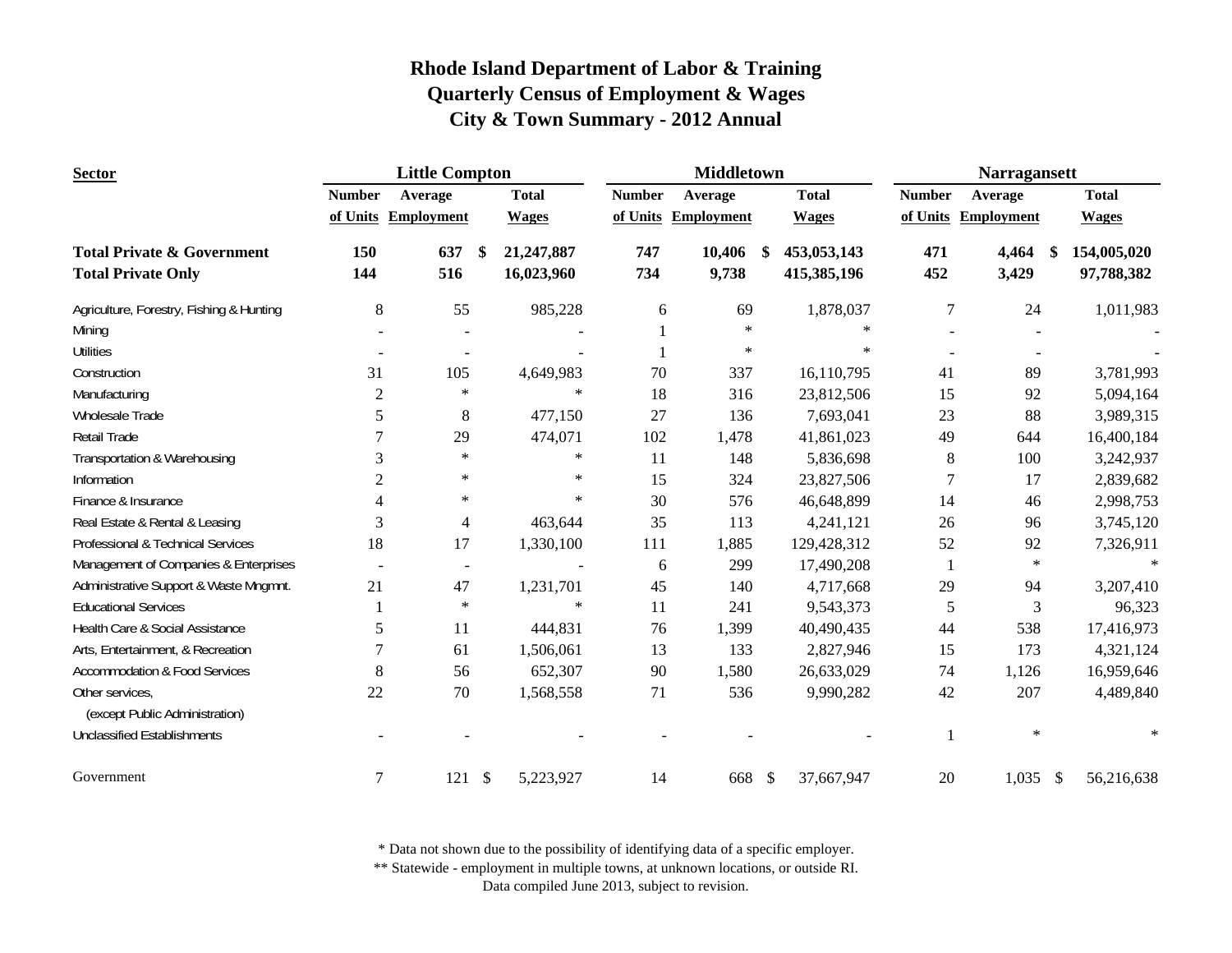# Rhode Island Department of Labor & Training
## Quarterly Census of Employment & Wages
## City & Town Summary - 2012 Annual

| Sector | Little Compton | | | Middletown | | | Narragansett | | |
|---|---|---|---|---|---|---|---|---|---|
| | Number of Units | Average Employment | Total Wages | Number of Units | Average Employment | Total Wages | Number of Units | Average Employment | Total Wages |
| **Total Private & Government** | **150** | **637** | **$ 21,247,887** | **747** | **10,406** | **$ 453,053,143** | **471** | **4,464** | **$ 154,005,020** |
| **Total Private Only** | **144** | **516** | **16,023,960** | **734** | **9,738** | **415,385,196** | **452** | **3,429** | **97,788,382** |
| Agriculture, Forestry, Fishing & Hunting | 8 | 55 | 985,228 | 6 | 69 | 1,878,037 | 7 | 24 | 1,011,983 |
| Mining | - | - | - | 1 | * | * | - | - | - |
| Utilities | - | - | - | 1 | * | * | - | - | - |
| Construction | 31 | 105 | 4,649,983 | 70 | 337 | 16,110,795 | 41 | 89 | 3,781,993 |
| Manufacturing | 2 | * | * | 18 | 316 | 23,812,506 | 15 | 92 | 5,094,164 |
| Wholesale Trade | 5 | 8 | 477,150 | 27 | 136 | 7,693,041 | 23 | 88 | 3,989,315 |
| Retail Trade | 7 | 29 | 474,071 | 102 | 1,478 | 41,861,023 | 49 | 644 | 16,400,184 |
| Transportation & Warehousing | 3 | * | * | 11 | 148 | 5,836,698 | 8 | 100 | 3,242,937 |
| Information | 2 | * | * | 15 | 324 | 23,827,506 | 7 | 17 | 2,839,682 |
| Finance & Insurance | 4 | * | * | 30 | 576 | 46,648,899 | 14 | 46 | 2,998,753 |
| Real Estate & Rental & Leasing | 3 | 4 | 463,644 | 35 | 113 | 4,241,121 | 26 | 96 | 3,745,120 |
| Professional & Technical Services | 18 | 17 | 1,330,100 | 111 | 1,885 | 129,428,312 | 52 | 92 | 7,326,911 |
| Management of Companies & Enterprises | - | - | - | 6 | 299 | 17,490,208 | 1 | * | * |
| Administrative Support & Waste Mngmnt. | 21 | 47 | 1,231,701 | 45 | 140 | 4,717,668 | 29 | 94 | 3,207,410 |
| Educational Services | 1 | * | * | 11 | 241 | 9,543,373 | 5 | 3 | 96,323 |
| Health Care & Social Assistance | 5 | 11 | 444,831 | 76 | 1,399 | 40,490,435 | 44 | 538 | 17,416,973 |
| Arts, Entertainment, & Recreation | 7 | 61 | 1,506,061 | 13 | 133 | 2,827,946 | 15 | 173 | 4,321,124 |
| Accommodation & Food Services | 8 | 56 | 652,307 | 90 | 1,580 | 26,633,029 | 74 | 1,126 | 16,959,646 |
| Other services, (except Public Administration) | 22 | 70 | 1,568,558 | 71 | 536 | 9,990,282 | 42 | 207 | 4,489,840 |
| Unclassified Establishments | - | - | - | - | - | - | 1 | * | * |
| Government | 7 | 121 | $ 5,223,927 | 14 | 668 | $ 37,667,947 | 20 | 1,035 | $ 56,216,638 |

* Data not shown due to the possibility of identifying data of a specific employer.

** Statewide - employment in multiple towns, at unknown locations, or outside RI.

Data compiled June 2013, subject to revision.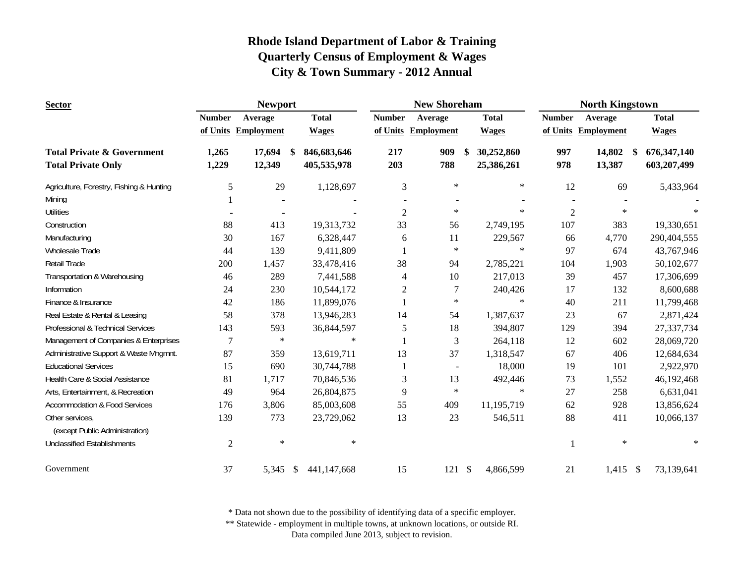# Rhode Island Department of Labor & Training
## Quarterly Census of Employment & Wages
## City & Town Summary - 2012 Annual

| Sector | Newport | | | New Shoreham | | | North Kingstown | | |
|---|---|---|---|---|---|---|---|---|---|
| | Number of Units | Average Employment | Total Wages | Number of Units | Average Employment | Total Wages | Number of Units | Average Employment | Total Wages |
| **Total Private & Government** | **1,265** | **17,694** | **$ 846,683,646** | **217** | **909** | **$ 30,252,860** | **997** | **14,802** | **$ 676,347,140** |
| **Total Private Only** | **1,229** | **12,349** | **405,535,978** | **203** | **788** | **25,386,261** | **978** | **13,387** | **603,207,499** |
| Agriculture, Forestry, Fishing & Hunting | 5 | 29 | 1,128,697 | 3 | * | * | 12 | 69 | 5,433,964 |
| Mining | 1 | - | - | - | - | - | - | - | - |
| Utilities | - | - | - | 2 | * | * | 2 | * | * |
| Construction | 88 | 413 | 19,313,732 | 33 | 56 | 2,749,195 | 107 | 383 | 19,330,651 |
| Manufacturing | 30 | 167 | 6,328,447 | 6 | 11 | 229,567 | 66 | 4,770 | 290,404,555 |
| Wholesale Trade | 44 | 139 | 9,411,809 | 1 | * | * | 97 | 674 | 43,767,946 |
| Retail Trade | 200 | 1,457 | 33,478,416 | 38 | 94 | 2,785,221 | 104 | 1,903 | 50,102,677 |
| Transportation & Warehousing | 46 | 289 | 7,441,588 | 4 | 10 | 217,013 | 39 | 457 | 17,306,699 |
| Information | 24 | 230 | 10,544,172 | 2 | 7 | 240,426 | 17 | 132 | 8,600,688 |
| Finance & Insurance | 42 | 186 | 11,899,076 | 1 | * | * | 40 | 211 | 11,799,468 |
| Real Estate & Rental & Leasing | 58 | 378 | 13,946,283 | 14 | 54 | 1,387,637 | 23 | 67 | 2,871,424 |
| Professional & Technical Services | 143 | 593 | 36,844,597 | 5 | 18 | 394,807 | 129 | 394 | 27,337,734 |
| Management of Companies & Enterprises | 7 | * | * | 1 | 3 | 264,118 | 12 | 602 | 28,069,720 |
| Administrative Support & Waste Mngmnt. | 87 | 359 | 13,619,711 | 13 | 37 | 1,318,547 | 67 | 406 | 12,684,634 |
| Educational Services | 15 | 690 | 30,744,788 | 1 | - | 18,000 | 19 | 101 | 2,922,970 |
| Health Care & Social Assistance | 81 | 1,717 | 70,846,536 | 3 | 13 | 492,446 | 73 | 1,552 | 46,192,468 |
| Arts, Entertainment, & Recreation | 49 | 964 | 26,804,875 | 9 | * | * | 27 | 258 | 6,631,041 |
| Accommodation & Food Services | 176 | 3,806 | 85,003,608 | 55 | 409 | 11,195,719 | 62 | 928 | 13,856,624 |
| Other services, (except Public Administration) | 139 | 773 | 23,729,062 | 13 | 23 | 546,511 | 88 | 411 | 10,066,137 |
| Unclassified Establishments | 2 | * | * | | | | 1 | * | * |
| Government | 37 | 5,345 | $ 441,147,668 | 15 | 121 | $ 4,866,599 | 21 | 1,415 | $ 73,139,641 |

\* Data not shown due to the possibility of identifying data of a specific employer.

\*\* Statewide - employment in multiple towns, at unknown locations, or outside RI.

Data compiled June 2013, subject to revision.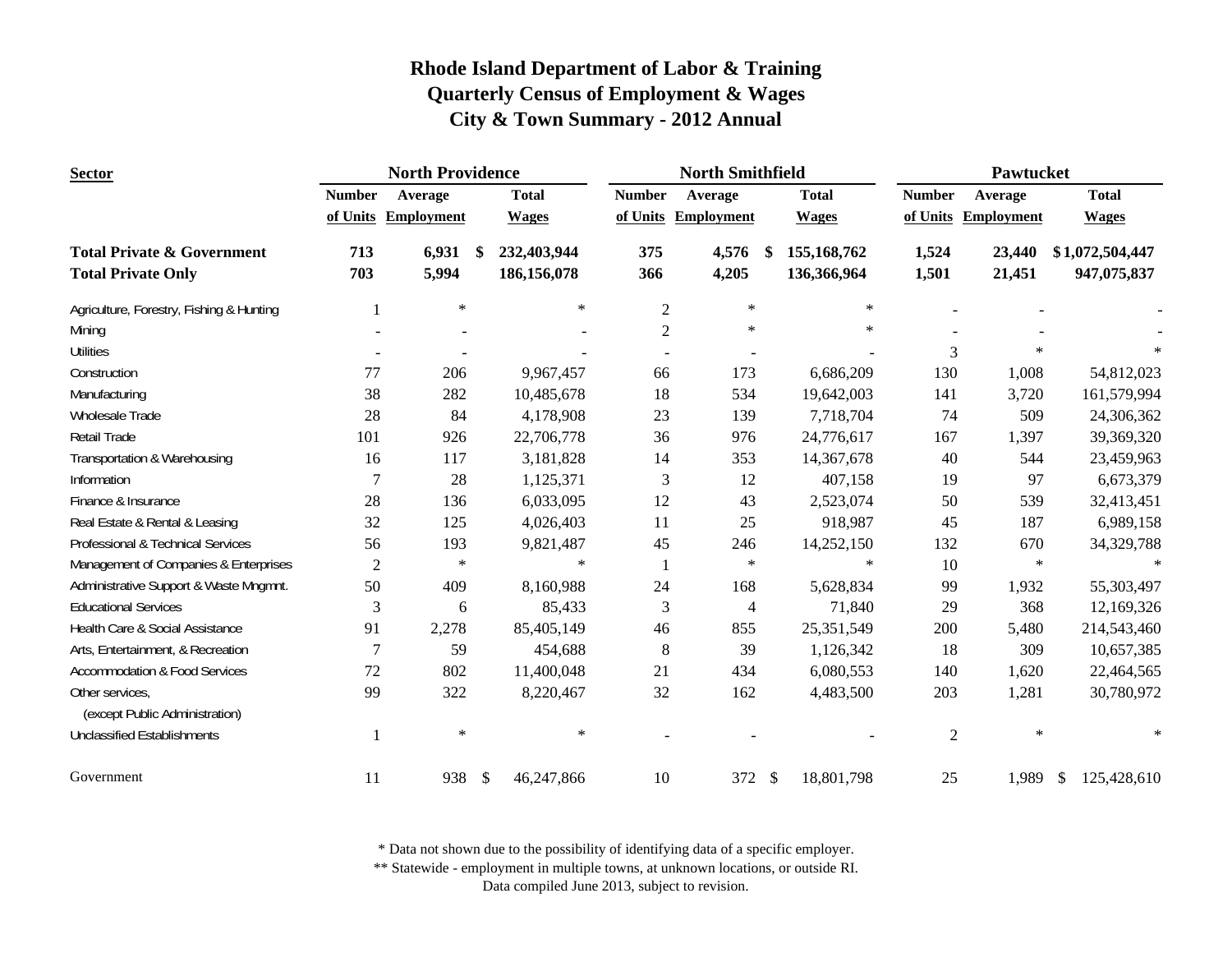# Rhode Island Department of Labor & Training
## Quarterly Census of Employment & Wages
## City & Town Summary - 2012 Annual

| Sector | North Providence | | | North Smithfield | | | Pawtucket | | |
|---|---|---|---|---|---|---|---|---|---|
| | Number of Units | Average Employment | Total Wages | Number of Units | Average Employment | Total Wages | Number of Units | Average Employment | Total Wages |
| **Total Private & Government** | **713** | **6,931** | **$ 232,403,944** | **375** | **4,576** | **$ 155,168,762** | **1,524** | **23,440** | **$ 1,072,504,447** |
| **Total Private Only** | **703** | **5,994** | **186,156,078** | **366** | **4,205** | **136,366,964** | **1,501** | **21,451** | **947,075,837** |
| Agriculture, Forestry, Fishing & Hunting | 1 | * | * | 2 | * | * | - | - | - |
| Mining | - | - | - | 2 | * | * | - | - | - |
| Utilities | - | - | - | - | - | - | 3 | * | * |
| Construction | 77 | 206 | 9,967,457 | 66 | 173 | 6,686,209 | 130 | 1,008 | 54,812,023 |
| Manufacturing | 38 | 282 | 10,485,678 | 18 | 534 | 19,642,003 | 141 | 3,720 | 161,579,994 |
| Wholesale Trade | 28 | 84 | 4,178,908 | 23 | 139 | 7,718,704 | 74 | 509 | 24,306,362 |
| Retail Trade | 101 | 926 | 22,706,778 | 36 | 976 | 24,776,617 | 167 | 1,397 | 39,369,320 |
| Transportation & Warehousing | 16 | 117 | 3,181,828 | 14 | 353 | 14,367,678 | 40 | 544 | 23,459,963 |
| Information | 7 | 28 | 1,125,371 | 3 | 12 | 407,158 | 19 | 97 | 6,673,379 |
| Finance & Insurance | 28 | 136 | 6,033,095 | 12 | 43 | 2,523,074 | 50 | 539 | 32,413,451 |
| Real Estate & Rental & Leasing | 32 | 125 | 4,026,403 | 11 | 25 | 918,987 | 45 | 187 | 6,989,158 |
| Professional & Technical Services | 56 | 193 | 9,821,487 | 45 | 246 | 14,252,150 | 132 | 670 | 34,329,788 |
| Management of Companies & Enterprises | 2 | * | * | 1 | * | * | 10 | * | * |
| Administrative Support & Waste Mngmnt. | 50 | 409 | 8,160,988 | 24 | 168 | 5,628,834 | 99 | 1,932 | 55,303,497 |
| Educational Services | 3 | 6 | 85,433 | 3 | 4 | 71,840 | 29 | 368 | 12,169,326 |
| Health Care & Social Assistance | 91 | 2,278 | 85,405,149 | 46 | 855 | 25,351,549 | 200 | 5,480 | 214,543,460 |
| Arts, Entertainment, & Recreation | 7 | 59 | 454,688 | 8 | 39 | 1,126,342 | 18 | 309 | 10,657,385 |
| Accommodation & Food Services | 72 | 802 | 11,400,048 | 21 | 434 | 6,080,553 | 140 | 1,620 | 22,464,565 |
| Other services, (except Public Administration) | 99 | 322 | 8,220,467 | 32 | 162 | 4,483,500 | 203 | 1,281 | 30,780,972 |
| Unclassified Establishments | 1 | * | * | - | - | - | 2 | * | * |
| Government | 11 | 938 | $ 46,247,866 | 10 | 372 | $ 18,801,798 | 25 | 1,989 | $ 125,428,610 |

\* Data not shown due to the possibility of identifying data of a specific employer.
\*\* Statewide - employment in multiple towns, at unknown locations, or outside RI.
Data compiled June 2013, subject to revision.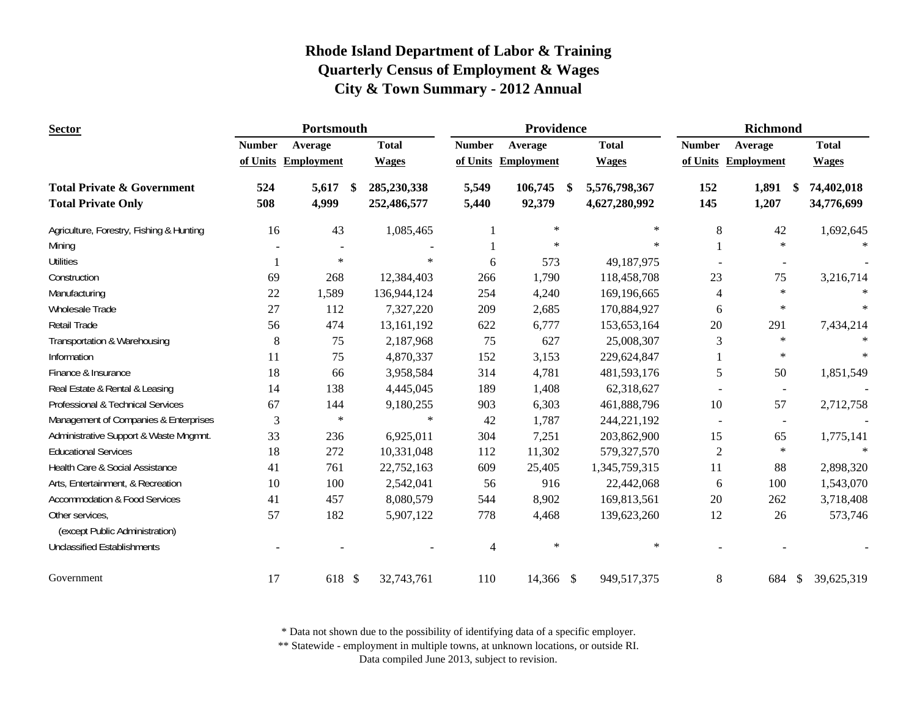# Rhode Island Department of Labor & Training
## Quarterly Census of Employment & Wages
## City & Town Summary - 2012 Annual

| Sector | Portsmouth | | | Providence | | | Richmond | | |
|---|---|---|---|---|---|---|---|---|---|
| | Number of Units | Average Employment | Total Wages | Number of Units | Average Employment | Total Wages | Number of Units | Average Employment | Total Wages |
| **Total Private & Government** | **524** | **5,617** | **$ 285,230,338** | **5,549** | **106,745** | **$ 5,576,798,367** | **152** | **1,891** | **$ 74,402,018** |
| **Total Private Only** | **508** | **4,999** | **252,486,577** | **5,440** | **92,379** | **4,627,280,992** | **145** | **1,207** | **34,776,699** |
| Agriculture, Forestry, Fishing & Hunting | 16 | 43 | 1,085,465 | 1 | * | * | 8 | 42 | 1,692,645 |
| Mining | - | - | - | 1 | * | * | 1 | * | * |
| Utilities | 1 | * | * | 6 | 573 | 49,187,975 | - | - | - |
| Construction | 69 | 268 | 12,384,403 | 266 | 1,790 | 118,458,708 | 23 | 75 | 3,216,714 |
| Manufacturing | 22 | 1,589 | 136,944,124 | 254 | 4,240 | 169,196,665 | 4 | * | * |
| Wholesale Trade | 27 | 112 | 7,327,220 | 209 | 2,685 | 170,884,927 | 6 | * | * |
| Retail Trade | 56 | 474 | 13,161,192 | 622 | 6,777 | 153,653,164 | 20 | 291 | 7,434,214 |
| Transportation & Warehousing | 8 | 75 | 2,187,968 | 75 | 627 | 25,008,307 | 3 | * | * |
| Information | 11 | 75 | 4,870,337 | 152 | 3,153 | 229,624,847 | 1 | * | * |
| Finance & Insurance | 18 | 66 | 3,958,584 | 314 | 4,781 | 481,593,176 | 5 | 50 | 1,851,549 |
| Real Estate & Rental & Leasing | 14 | 138 | 4,445,045 | 189 | 1,408 | 62,318,627 | - | - | - |
| Professional & Technical Services | 67 | 144 | 9,180,255 | 903 | 6,303 | 461,888,796 | 10 | 57 | 2,712,758 |
| Management of Companies & Enterprises | 3 | * | * | 42 | 1,787 | 244,221,192 | - | - | - |
| Administrative Support & Waste Mngmnt. | 33 | 236 | 6,925,011 | 304 | 7,251 | 203,862,900 | 15 | 65 | 1,775,141 |
| Educational Services | 18 | 272 | 10,331,048 | 112 | 11,302 | 579,327,570 | 2 | * | * |
| Health Care & Social Assistance | 41 | 761 | 22,752,163 | 609 | 25,405 | 1,345,759,315 | 11 | 88 | 2,898,320 |
| Arts, Entertainment, & Recreation | 10 | 100 | 2,542,041 | 56 | 916 | 22,442,068 | 6 | 100 | 1,543,070 |
| Accommodation & Food Services | 41 | 457 | 8,080,579 | 544 | 8,902 | 169,813,561 | 20 | 262 | 3,718,408 |
| Other services, (except Public Administration) | 57 | 182 | 5,907,122 | 778 | 4,468 | 139,623,260 | 12 | 26 | 573,746 |
| Unclassified Establishments | - | - | - | 4 | * | * | - | - | - |
| Government | 17 | 618 | $ 32,743,761 | 110 | 14,366 | $ 949,517,375 | 8 | 684 | $ 39,625,319 |

\* Data not shown due to the possibility of identifying data of a specific employer.

\*\* Statewide - employment in multiple towns, at unknown locations, or outside RI.

Data compiled June 2013, subject to revision.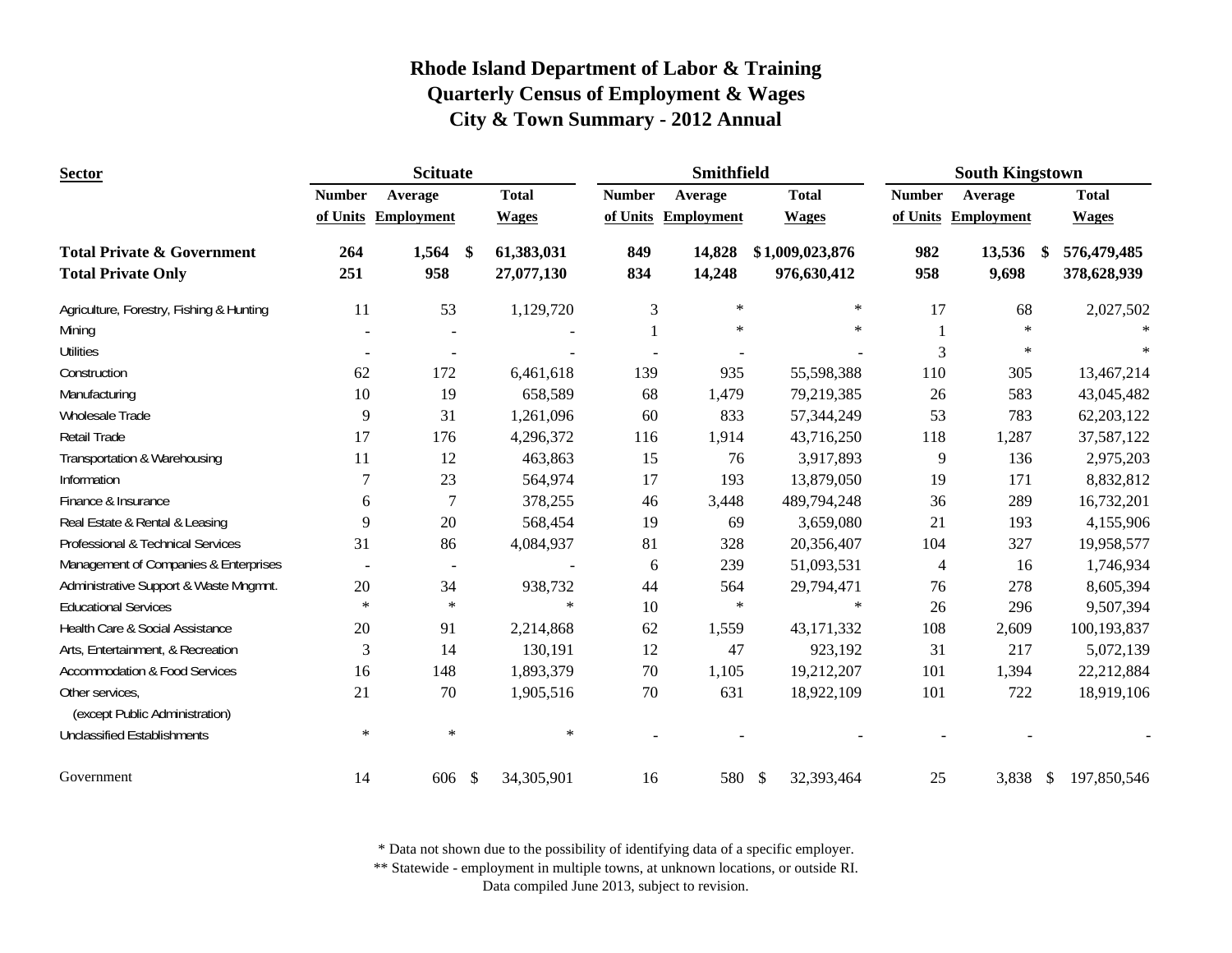# Rhode Island Department of Labor & Training
## Quarterly Census of Employment & Wages
## City & Town Summary - 2012 Annual

| Sector | Scituate | | | Smithfield | | | South Kingstown | | |
|---|---|---|---|---|---|---|---|---|---|
| | Number of Units | Average Employment | Total Wages | Number of Units | Average Employment | Total Wages | Number of Units | Average Employment | Total Wages |
| **Total Private & Government** | **264** | **1,564** | **$ 61,383,031** | **849** | **14,828** | **$ 1,009,023,876** | **982** | **13,536** | **$ 576,479,485** |
| **Total Private Only** | **251** | **958** | **27,077,130** | **834** | **14,248** | **976,630,412** | **958** | **9,698** | **378,628,939** |
| Agriculture, Forestry, Fishing & Hunting | 11 | 53 | 1,129,720 | 3 | * | * | 17 | 68 | 2,027,502 |
| Mining | - | - | - | 1 | * | * | 1 | * | * |
| Utilities | - | - | - | - | - | - | 3 | * | * |
| Construction | 62 | 172 | 6,461,618 | 139 | 935 | 55,598,388 | 110 | 305 | 13,467,214 |
| Manufacturing | 10 | 19 | 658,589 | 68 | 1,479 | 79,219,385 | 26 | 583 | 43,045,482 |
| Wholesale Trade | 9 | 31 | 1,261,096 | 60 | 833 | 57,344,249 | 53 | 783 | 62,203,122 |
| Retail Trade | 17 | 176 | 4,296,372 | 116 | 1,914 | 43,716,250 | 118 | 1,287 | 37,587,122 |
| Transportation & Warehousing | 11 | 12 | 463,863 | 15 | 76 | 3,917,893 | 9 | 136 | 2,975,203 |
| Information | 7 | 23 | 564,974 | 17 | 193 | 13,879,050 | 19 | 171 | 8,832,812 |
| Finance & Insurance | 6 | 7 | 378,255 | 46 | 3,448 | 489,794,248 | 36 | 289 | 16,732,201 |
| Real Estate & Rental & Leasing | 9 | 20 | 568,454 | 19 | 69 | 3,659,080 | 21 | 193 | 4,155,906 |
| Professional & Technical Services | 31 | 86 | 4,084,937 | 81 | 328 | 20,356,407 | 104 | 327 | 19,958,577 |
| Management of Companies & Enterprises | - | - | - | 6 | 239 | 51,093,531 | 4 | 16 | 1,746,934 |
| Administrative Support & Waste Mngmnt. | 20 | 34 | 938,732 | 44 | 564 | 29,794,471 | 76 | 278 | 8,605,394 |
| Educational Services | * | * | * | 10 | * | * | 26 | 296 | 9,507,394 |
| Health Care & Social Assistance | 20 | 91 | 2,214,868 | 62 | 1,559 | 43,171,332 | 108 | 2,609 | 100,193,837 |
| Arts, Entertainment, & Recreation | 3 | 14 | 130,191 | 12 | 47 | 923,192 | 31 | 217 | 5,072,139 |
| Accommodation & Food Services | 16 | 148 | 1,893,379 | 70 | 1,105 | 19,212,207 | 101 | 1,394 | 22,212,884 |
| Other services, (except Public Administration) | 21 | 70 | 1,905,516 | 70 | 631 | 18,922,109 | 101 | 722 | 18,919,106 |
| Unclassified Establishments | * | * | * | - | - | - | - | - | - |
| Government | 14 | 606 | $ 34,305,901 | 16 | 580 | $ 32,393,464 | 25 | 3,838 | $ 197,850,546 |

\* Data not shown due to the possibility of identifying data of a specific employer.

\*\* Statewide - employment in multiple towns, at unknown locations, or outside RI.

Data compiled June 2013, subject to revision.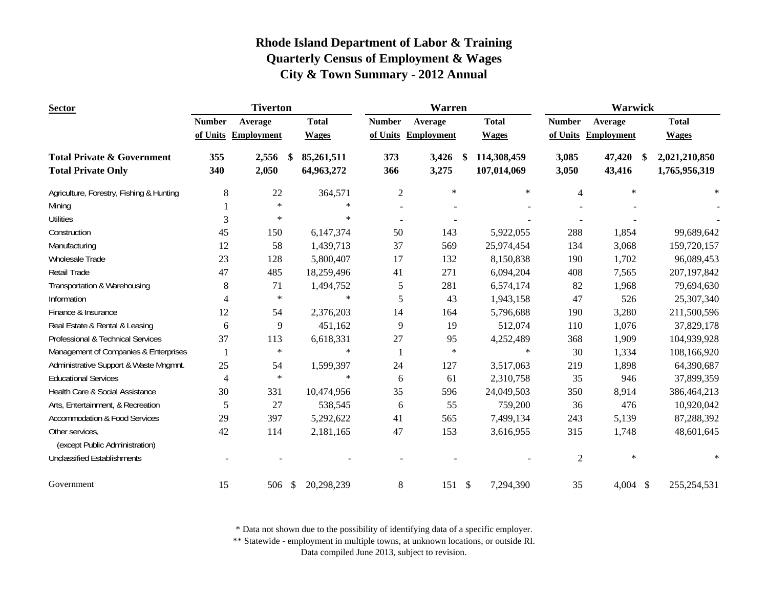# Rhode Island Department of Labor & Training
## Quarterly Census of Employment & Wages
## City & Town Summary - 2012 Annual

| Sector | Tiverton | | | Warren | | | Warwick | | |
|---|---|---|---|---|---|---|---|---|---|
| | Number of Units | Average Employment | Total Wages | Number of Units | Average Employment | Total Wages | Number of Units | Average Employment | Total Wages |
| **Total Private & Government** | **355** | **2,556** | **$ 85,261,511** | **373** | **3,426** | **$ 114,308,459** | **3,085** | **47,420** | **$ 2,021,210,850** |
| **Total Private Only** | **340** | **2,050** | **64,963,272** | **366** | **3,275** | **107,014,069** | **3,050** | **43,416** | **1,765,956,319** |
| Agriculture, Forestry, Fishing & Hunting | 8 | 22 | 364,571 | 2 | * | * | 4 | * | * |
| Mining | 1 | * | * | - | - | - | - | - | - |
| Utilities | 3 | * | * | - | - | - | - | - | - |
| Construction | 45 | 150 | 6,147,374 | 50 | 143 | 5,922,055 | 288 | 1,854 | 99,689,642 |
| Manufacturing | 12 | 58 | 1,439,713 | 37 | 569 | 25,974,454 | 134 | 3,068 | 159,720,157 |
| Wholesale Trade | 23 | 128 | 5,800,407 | 17 | 132 | 8,150,838 | 190 | 1,702 | 96,089,453 |
| Retail Trade | 47 | 485 | 18,259,496 | 41 | 271 | 6,094,204 | 408 | 7,565 | 207,197,842 |
| Transportation & Warehousing | 8 | 71 | 1,494,752 | 5 | 281 | 6,574,174 | 82 | 1,968 | 79,694,630 |
| Information | 4 | * | * | 5 | 43 | 1,943,158 | 47 | 526 | 25,307,340 |
| Finance & Insurance | 12 | 54 | 2,376,203 | 14 | 164 | 5,796,688 | 190 | 3,280 | 211,500,596 |
| Real Estate & Rental & Leasing | 6 | 9 | 451,162 | 9 | 19 | 512,074 | 110 | 1,076 | 37,829,178 |
| Professional & Technical Services | 37 | 113 | 6,618,331 | 27 | 95 | 4,252,489 | 368 | 1,909 | 104,939,928 |
| Management of Companies & Enterprises | 1 | * | * | 1 | * | * | 30 | 1,334 | 108,166,920 |
| Administrative Support & Waste Mngmnt. | 25 | 54 | 1,599,397 | 24 | 127 | 3,517,063 | 219 | 1,898 | 64,390,687 |
| Educational Services | 4 | * | * | 6 | 61 | 2,310,758 | 35 | 946 | 37,899,359 |
| Health Care & Social Assistance | 30 | 331 | 10,474,956 | 35 | 596 | 24,049,503 | 350 | 8,914 | 386,464,213 |
| Arts, Entertainment, & Recreation | 5 | 27 | 538,545 | 6 | 55 | 759,200 | 36 | 476 | 10,920,042 |
| Accommodation & Food Services | 29 | 397 | 5,292,622 | 41 | 565 | 7,499,134 | 243 | 5,139 | 87,288,392 |
| Other services, (except Public Administration) | 42 | 114 | 2,181,165 | 47 | 153 | 3,616,955 | 315 | 1,748 | 48,601,645 |
| Unclassified Establishments | - | - | - | - | - | - | 2 | * | * |
| Government | 15 | 506 | $ 20,298,239 | 8 | 151 | $ 7,294,390 | 35 | 4,004 | $ 255,254,531 |

* Data not shown due to the possibility of identifying data of a specific employer.
** Statewide - employment in multiple towns, at unknown locations, or outside RI.
Data compiled June 2013, subject to revision.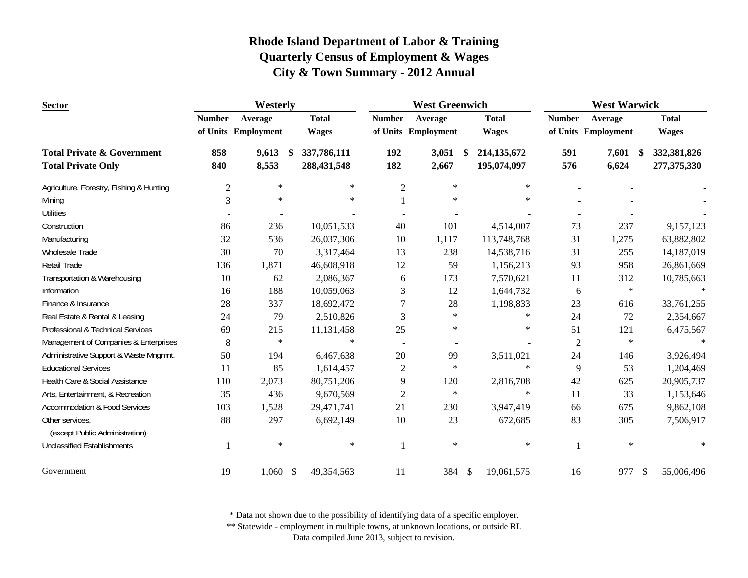# Rhode Island Department of Labor & Training
## Quarterly Census of Employment & Wages
## City & Town Summary - 2012 Annual

| Sector | Westerly | | | West Greenwich | | | West Warwick | | |
|---|---|---|---|---|---|---|---|---|---|
| | Number of Units | Average Employment | Total Wages | Number of Units | Average Employment | Total Wages | Number of Units | Average Employment | Total Wages |
| **Total Private & Government** | **858** | **9,613** | **$ 337,786,111** | **192** | **3,051** | **$ 214,135,672** | **591** | **7,601** | **$ 332,381,826** |
| **Total Private Only** | **840** | **8,553** | **288,431,548** | **182** | **2,667** | **195,074,097** | **576** | **6,624** | **277,375,330** |
| Agriculture, Forestry, Fishing & Hunting | 2 | * | * | 2 | * | * | - | - | - |
| Mining | 3 | * | * | 1 | * | * | - | - | - |
| Utilities | - | - | - | - | - | - | - | - | - |
| Construction | 86 | 236 | 10,051,533 | 40 | 101 | 4,514,007 | 73 | 237 | 9,157,123 |
| Manufacturing | 32 | 536 | 26,037,306 | 10 | 1,117 | 113,748,768 | 31 | 1,275 | 63,882,802 |
| Wholesale Trade | 30 | 70 | 3,317,464 | 13 | 238 | 14,538,716 | 31 | 255 | 14,187,019 |
| Retail Trade | 136 | 1,871 | 46,608,918 | 12 | 59 | 1,156,213 | 93 | 958 | 26,861,669 |
| Transportation & Warehousing | 10 | 62 | 2,086,367 | 6 | 173 | 7,570,621 | 11 | 312 | 10,785,663 |
| Information | 16 | 188 | 10,059,063 | 3 | 12 | 1,644,732 | 6 | * | * |
| Finance & Insurance | 28 | 337 | 18,692,472 | 7 | 28 | 1,198,833 | 23 | 616 | 33,761,255 |
| Real Estate & Rental & Leasing | 24 | 79 | 2,510,826 | 3 | * | * | 24 | 72 | 2,354,667 |
| Professional & Technical Services | 69 | 215 | 11,131,458 | 25 | * | * | 51 | 121 | 6,475,567 |
| Management of Companies & Enterprises | 8 | * | * | - | - | - | 2 | * | * |
| Administrative Support & Waste Mngmnt. | 50 | 194 | 6,467,638 | 20 | 99 | 3,511,021 | 24 | 146 | 3,926,494 |
| Educational Services | 11 | 85 | 1,614,457 | 2 | * | * | 9 | 53 | 1,204,469 |
| Health Care & Social Assistance | 110 | 2,073 | 80,751,206 | 9 | 120 | 2,816,708 | 42 | 625 | 20,905,737 |
| Arts, Entertainment, & Recreation | 35 | 436 | 9,670,569 | 2 | * | * | 11 | 33 | 1,153,646 |
| Accommodation & Food Services | 103 | 1,528 | 29,471,741 | 21 | 230 | 3,947,419 | 66 | 675 | 9,862,108 |
| Other services, (except Public Administration) | 88 | 297 | 6,692,149 | 10 | 23 | 672,685 | 83 | 305 | 7,506,917 |
| Unclassified Establishments | 1 | * | * | 1 | * | * | 1 | * | * |
| Government | 19 | 1,060 | $ 49,354,563 | 11 | 384 | $ 19,061,575 | 16 | 977 | $ 55,006,496 |

\* Data not shown due to the possibility of identifying data of a specific employer.

** Statewide - employment in multiple towns, at unknown locations, or outside RI.

Data compiled June 2013, subject to revision.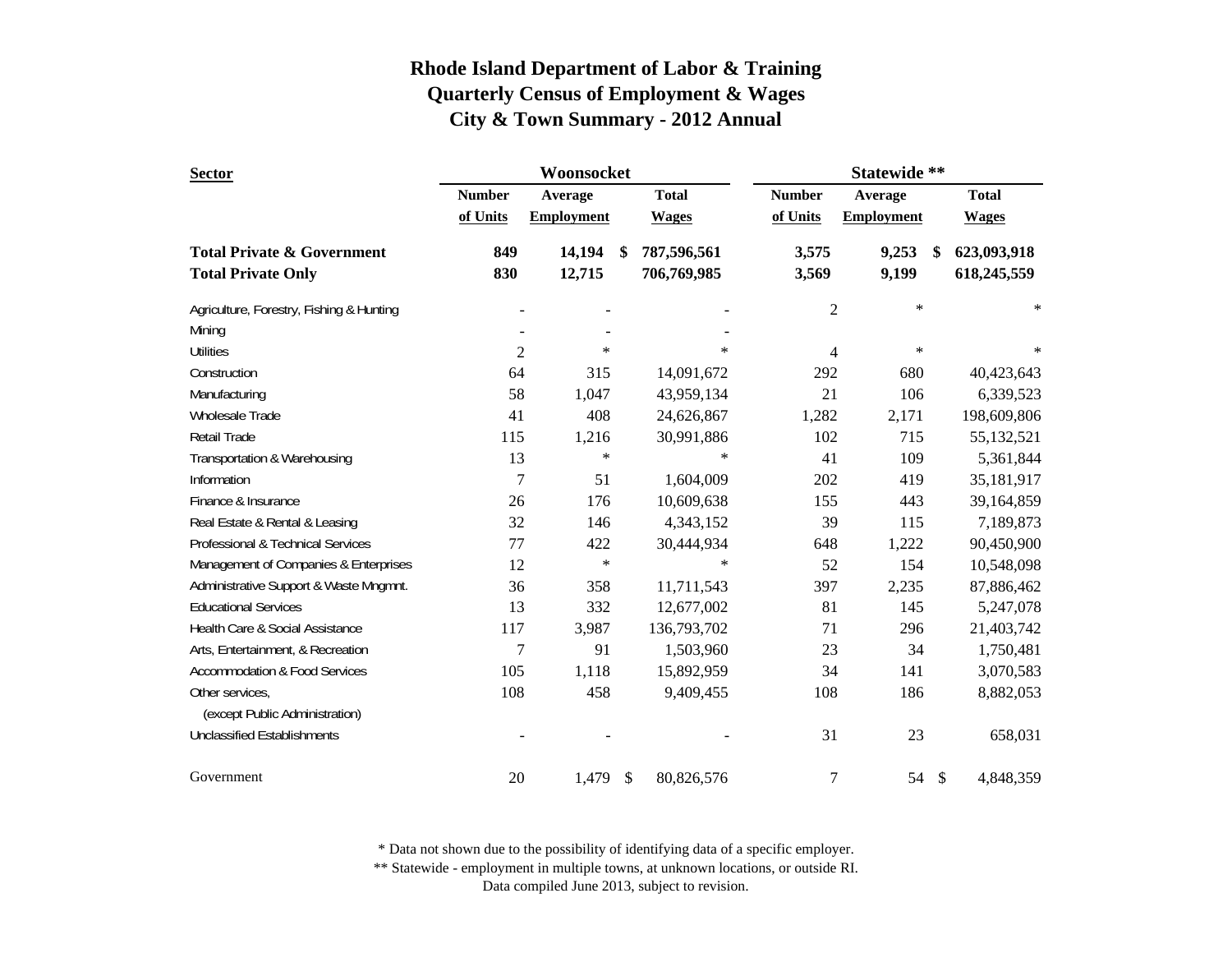# Rhode Island Department of Labor & Training
## Quarterly Census of Employment & Wages
## City & Town Summary - 2012 Annual

| Sector | Woonsocket | | | Statewide ** | | |
|---|---|---|---|---|---|---|
| | Number of Units | Average Employment | Total Wages | Number of Units | Average Employment | Total Wages |
| **Total Private & Government** | **849** | **14,194** | **$ 787,596,561** | **3,575** | **9,253** | **$ 623,093,918** |
| **Total Private Only** | **830** | **12,715** | **706,769,985** | **3,569** | **9,199** | **618,245,559** |
| Agriculture, Forestry, Fishing & Hunting | - | - | - | 2 | * | * |
| Mining | - | - | - | | | |
| Utilities | 2 | * | * | 4 | * | * |
| Construction | 64 | 315 | 14,091,672 | 292 | 680 | 40,423,643 |
| Manufacturing | 58 | 1,047 | 43,959,134 | 21 | 106 | 6,339,523 |
| Wholesale Trade | 41 | 408 | 24,626,867 | 1,282 | 2,171 | 198,609,806 |
| Retail Trade | 115 | 1,216 | 30,991,886 | 102 | 715 | 55,132,521 |
| Transportation & Warehousing | 13 | * | * | 41 | 109 | 5,361,844 |
| Information | 7 | 51 | 1,604,009 | 202 | 419 | 35,181,917 |
| Finance & Insurance | 26 | 176 | 10,609,638 | 155 | 443 | 39,164,859 |
| Real Estate & Rental & Leasing | 32 | 146 | 4,343,152 | 39 | 115 | 7,189,873 |
| Professional & Technical Services | 77 | 422 | 30,444,934 | 648 | 1,222 | 90,450,900 |
| Management of Companies & Enterprises | 12 | * | * | 52 | 154 | 10,548,098 |
| Administrative Support & Waste Mngmnt. | 36 | 358 | 11,711,543 | 397 | 2,235 | 87,886,462 |
| Educational Services | 13 | 332 | 12,677,002 | 81 | 145 | 5,247,078 |
| Health Care & Social Assistance | 117 | 3,987 | 136,793,702 | 71 | 296 | 21,403,742 |
| Arts, Entertainment, & Recreation | 7 | 91 | 1,503,960 | 23 | 34 | 1,750,481 |
| Accommodation & Food Services | 105 | 1,118 | 15,892,959 | 34 | 141 | 3,070,583 |
| Other services, (except Public Administration) | 108 | 458 | 9,409,455 | 108 | 186 | 8,882,053 |
| Unclassified Establishments | - | - | - | 31 | 23 | 658,031 |
| Government | 20 | 1,479 | $ 80,826,576 | 7 | 54 | $ 4,848,359 |

* Data not shown due to the possibility of identifying data of a specific employer.
** Statewide - employment in multiple towns, at unknown locations, or outside RI.
Data compiled June 2013, subject to revision.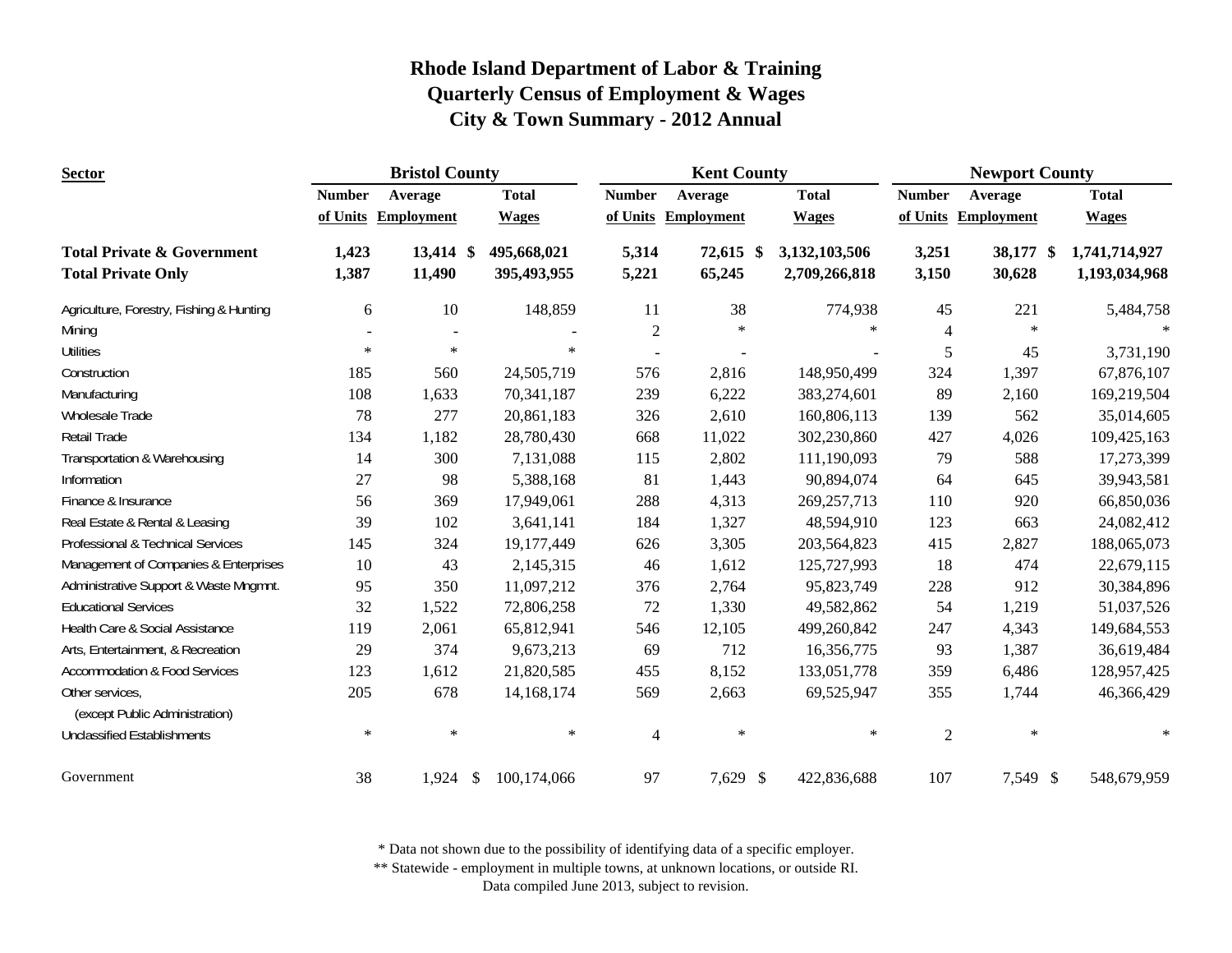# Rhode Island Department of Labor & Training
## Quarterly Census of Employment & Wages
## City & Town Summary - 2012 Annual

| Sector | Bristol County | | | Kent County | | | Newport County | | |
|---|---|---|---|---|---|---|---|---|---|
| | Number of Units | Average Employment | Total Wages | Number of Units | Average Employment | Total Wages | Number of Units | Average Employment | Total Wages |
| **Total Private & Government** | **1,423** | **13,414** | **$ 495,668,021** | **5,314** | **72,615** | **$ 3,132,103,506** | **3,251** | **38,177** | **$ 1,741,714,927** |
| **Total Private Only** | **1,387** | **11,490** | **395,493,955** | **5,221** | **65,245** | **2,709,266,818** | **3,150** | **30,628** | **1,193,034,968** |
| Agriculture, Forestry, Fishing & Hunting | 6 | 10 | 148,859 | 11 | 38 | 774,938 | 45 | 221 | 5,484,758 |
| Mining | - | - | - | 2 | * | * | 4 | * | * |
| Utilities | * | * | * | - | - | - | 5 | 45 | 3,731,190 |
| Construction | 185 | 560 | 24,505,719 | 576 | 2,816 | 148,950,499 | 324 | 1,397 | 67,876,107 |
| Manufacturing | 108 | 1,633 | 70,341,187 | 239 | 6,222 | 383,274,601 | 89 | 2,160 | 169,219,504 |
| Wholesale Trade | 78 | 277 | 20,861,183 | 326 | 2,610 | 160,806,113 | 139 | 562 | 35,014,605 |
| Retail Trade | 134 | 1,182 | 28,780,430 | 668 | 11,022 | 302,230,860 | 427 | 4,026 | 109,425,163 |
| Transportation & Warehousing | 14 | 300 | 7,131,088 | 115 | 2,802 | 111,190,093 | 79 | 588 | 17,273,399 |
| Information | 27 | 98 | 5,388,168 | 81 | 1,443 | 90,894,074 | 64 | 645 | 39,943,581 |
| Finance & Insurance | 56 | 369 | 17,949,061 | 288 | 4,313 | 269,257,713 | 110 | 920 | 66,850,036 |
| Real Estate & Rental & Leasing | 39 | 102 | 3,641,141 | 184 | 1,327 | 48,594,910 | 123 | 663 | 24,082,412 |
| Professional & Technical Services | 145 | 324 | 19,177,449 | 626 | 3,305 | 203,564,823 | 415 | 2,827 | 188,065,073 |
| Management of Companies & Enterprises | 10 | 43 | 2,145,315 | 46 | 1,612 | 125,727,993 | 18 | 474 | 22,679,115 |
| Administrative Support & Waste Mngmnt. | 95 | 350 | 11,097,212 | 376 | 2,764 | 95,823,749 | 228 | 912 | 30,384,896 |
| Educational Services | 32 | 1,522 | 72,806,258 | 72 | 1,330 | 49,582,862 | 54 | 1,219 | 51,037,526 |
| Health Care & Social Assistance | 119 | 2,061 | 65,812,941 | 546 | 12,105 | 499,260,842 | 247 | 4,343 | 149,684,553 |
| Arts, Entertainment, & Recreation | 29 | 374 | 9,673,213 | 69 | 712 | 16,356,775 | 93 | 1,387 | 36,619,484 |
| Accommodation & Food Services | 123 | 1,612 | 21,820,585 | 455 | 8,152 | 133,051,778 | 359 | 6,486 | 128,957,425 |
| Other services, (except Public Administration) | 205 | 678 | 14,168,174 | 569 | 2,663 | 69,525,947 | 355 | 1,744 | 46,366,429 |
| Unclassified Establishments | * | * | * | 4 | * | * | 2 | * | * |
| Government | 38 | 1,924 | $ 100,174,066 | 97 | 7,629 | $ 422,836,688 | 107 | 7,549 | $ 548,679,959 |

\* Data not shown due to the possibility of identifying data of a specific employer.

\*\* Statewide - employment in multiple towns, at unknown locations, or outside RI.

Data compiled June 2013, subject to revision.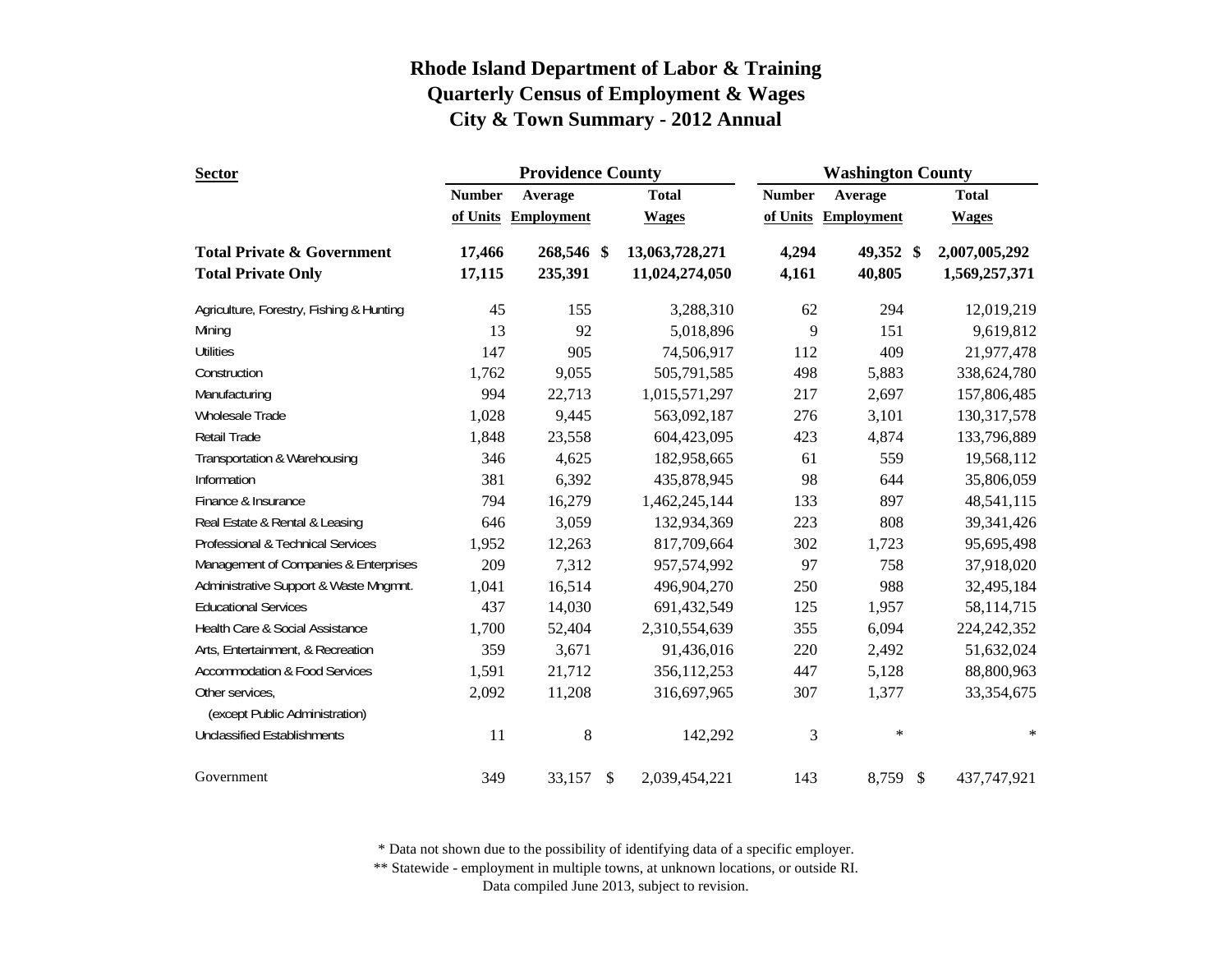# Rhode Island Department of Labor & Training
## Quarterly Census of Employment & Wages
## City & Town Summary - 2012 Annual

| Sector | Providence County | | | Washington County | | |
|---|---|---|---|---|---|---|
| | Number of Units | Average Employment | Total Wages | Number of Units | Average Employment | Total Wages |
| **Total Private & Government** | **17,466** | **268,546** | **$ 13,063,728,271** | **4,294** | **49,352** | **$ 2,007,005,292** |
| **Total Private Only** | **17,115** | **235,391** | **11,024,274,050** | **4,161** | **40,805** | **1,569,257,371** |
| Agriculture, Forestry, Fishing & Hunting | 45 | 155 | 3,288,310 | 62 | 294 | 12,019,219 |
| Mining | 13 | 92 | 5,018,896 | 9 | 151 | 9,619,812 |
| Utilities | 147 | 905 | 74,506,917 | 112 | 409 | 21,977,478 |
| Construction | 1,762 | 9,055 | 505,791,585 | 498 | 5,883 | 338,624,780 |
| Manufacturing | 994 | 22,713 | 1,015,571,297 | 217 | 2,697 | 157,806,485 |
| Wholesale Trade | 1,028 | 9,445 | 563,092,187 | 276 | 3,101 | 130,317,578 |
| Retail Trade | 1,848 | 23,558 | 604,423,095 | 423 | 4,874 | 133,796,889 |
| Transportation & Warehousing | 346 | 4,625 | 182,958,665 | 61 | 559 | 19,568,112 |
| Information | 381 | 6,392 | 435,878,945 | 98 | 644 | 35,806,059 |
| Finance & Insurance | 794 | 16,279 | 1,462,245,144 | 133 | 897 | 48,541,115 |
| Real Estate & Rental & Leasing | 646 | 3,059 | 132,934,369 | 223 | 808 | 39,341,426 |
| Professional & Technical Services | 1,952 | 12,263 | 817,709,664 | 302 | 1,723 | 95,695,498 |
| Management of Companies & Enterprises | 209 | 7,312 | 957,574,992 | 97 | 758 | 37,918,020 |
| Administrative Support & Waste Mngmnt. | 1,041 | 16,514 | 496,904,270 | 250 | 988 | 32,495,184 |
| Educational Services | 437 | 14,030 | 691,432,549 | 125 | 1,957 | 58,114,715 |
| Health Care & Social Assistance | 1,700 | 52,404 | 2,310,554,639 | 355 | 6,094 | 224,242,352 |
| Arts, Entertainment, & Recreation | 359 | 3,671 | 91,436,016 | 220 | 2,492 | 51,632,024 |
| Accommodation & Food Services | 1,591 | 21,712 | 356,112,253 | 447 | 5,128 | 88,800,963 |
| Other services, (except Public Administration) | 2,092 | 11,208 | 316,697,965 | 307 | 1,377 | 33,354,675 |
| Unclassified Establishments | 11 | 8 | 142,292 | 3 | * | * |
| Government | 349 | 33,157 | $ 2,039,454,221 | 143 | 8,759 | $ 437,747,921 |

\* Data not shown due to the possibility of identifying data of a specific employer.

\*\* Statewide - employment in multiple towns, at unknown locations, or outside RI.

Data compiled June 2013, subject to revision.